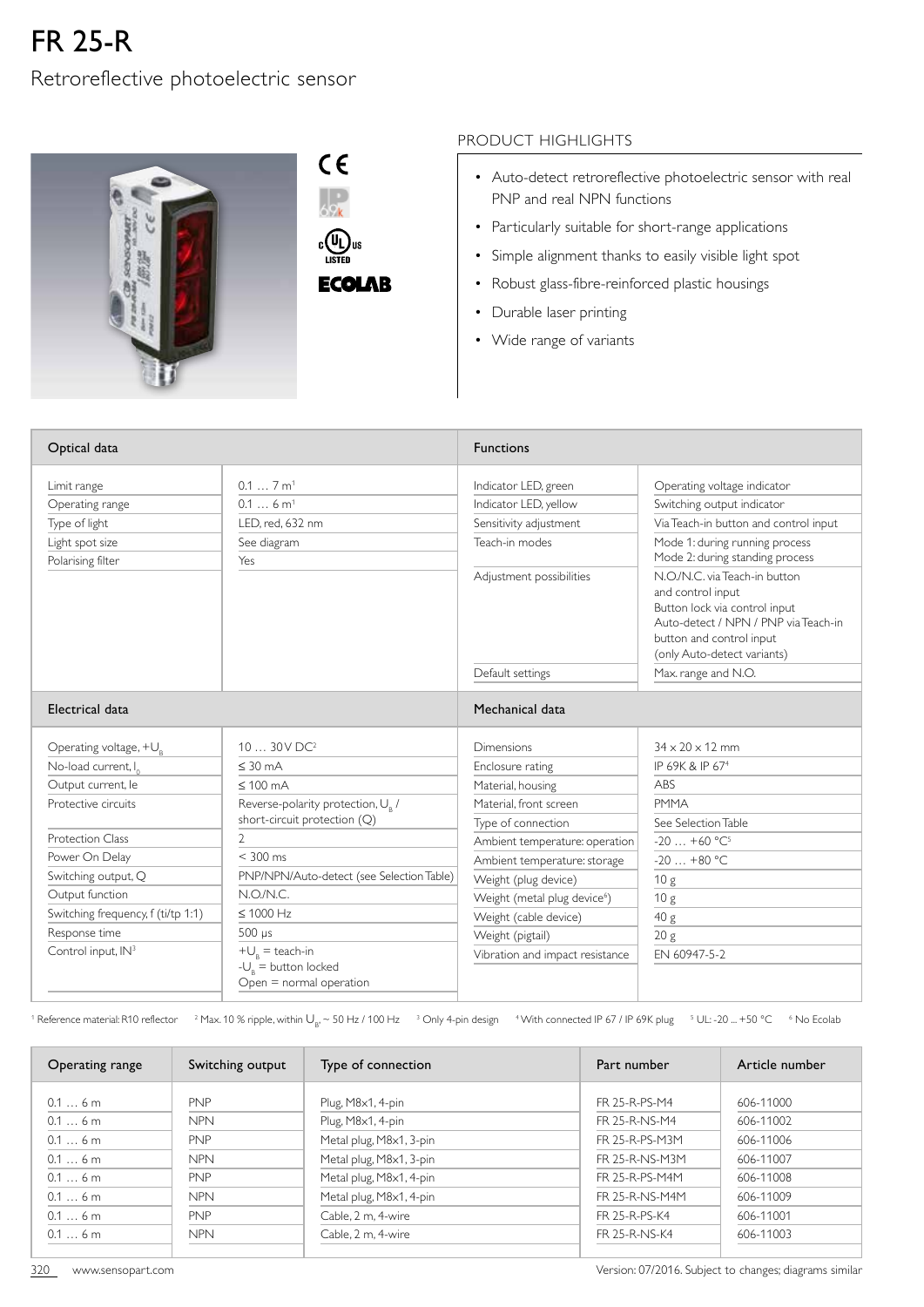# FR 25-R

## Retroreflective photoelectric sensor

### PRODUCT HIGHLIGHTS

- Auto-detect retroreflective photoelectric sensor with real PNP and real NPN functions
- Particularly suitable for short-range applications
- Simple alignment thanks to easily visible light spot
- Robust glass-fibre-reinforced plastic housings
- Durable laser printing
- Wide range of variants

| Optical data | |
|---|---|
| Limit range | 0.1 … 7 m[1] |
| Operating range | 0.1 … 6 m[1] |
| Type of light | LED, red, 632 nm |
| Light spot size | See diagram |
| Polarising filter | Yes |

| Functions | |
|---|---|
| Indicator LED, green | Operating voltage indicator |
| Indicator LED, yellow | Switching output indicator |
| Sensitivity adjustment | Via Teach-in button and control input |
| Teach-in modes | Mode 1: during running process<br>Mode 2: during standing process |
| Adjustment possibilities | N.O./N.C. via Teach-in button and control input<br>Button lock via control input<br>Auto-detect / NPN / PNP via Teach-in button and control input (only Auto-detect variants) |
| Default settings | Max. range and N.O. |

| Electrical data | |
|---|---|
| Operating voltage, $+U_B$ | 10 … 30 V DC[2] |
| No-load current, $I_0$ | ≤ 30 mA |
| Output current, Ie | ≤ 100 mA |
| Protective circuits | Reverse-polarity protection, $U_B$ / short-circuit protection (Q) |
| Protection Class | 2 |
| Power On Delay | < 300 ms |
| Switching output, Q | PNP/NPN/Auto-detect (see Selection Table) |
| Output function | N.O./N.C. |
| Switching frequency, f (ti/tp 1:1) | ≤ 1000 Hz |
| Response time | 500 µs |
| Control input, IN[3] | $+U_B$ = teach-in<br>$-U_B$ = button locked<br>Open = normal operation |

| Mechanical data | |
|---|---|
| Dimensions | 34 x 20 x 12 mm |
| Enclosure rating | IP 69K & IP 67[4] |
| Material, housing | ABS |
| Material, front screen | PMMA |
| Type of connection | See Selection Table |
| Ambient temperature: operation | -20 … +60 °C[5] |
| Ambient temperature: storage | -20 … +80 °C |
| Weight (plug device) | 10 g |
| Weight (metal plug device[6]) | 10 g |
| Weight (cable device) | 40 g |
| Weight (pigtail) | 20 g |
| Vibration and impact resistance | EN 60947-5-2 |

[1] Reference material: R10 reflector [2] Max. 10 % ripple, within $U_B$, ~ 50 Hz / 100 Hz [3] Only 4-pin design [4] With connected IP 67 / IP 69K plug [5] UL: -20 ... +50 °C [6] No Ecolab

| Operating range | Switching output | Type of connection | Part number | Article number |
|---|---|---|---|---|
| 0.1 … 6 m | PNP | Plug, M8x1, 4-pin | FR 25-R-PS-M4 | 606-11000 |
| 0.1 … 6 m | NPN | Plug, M8x1, 4-pin | FR 25-R-NS-M4 | 606-11002 |
| 0.1 … 6 m | PNP | Metal plug, M8x1, 3-pin | FR 25-R-PS-M3M | 606-11006 |
| 0.1 … 6 m | NPN | Metal plug, M8x1, 3-pin | FR 25-R-NS-M3M | 606-11007 |
| 0.1 … 6 m | PNP | Metal plug, M8x1, 4-pin | FR 25-R-PS-M4M | 606-11008 |
| 0.1 … 6 m | NPN | Metal plug, M8x1, 4-pin | FR 25-R-NS-M4M | 606-11009 |
| 0.1 … 6 m | PNP | Cable, 2 m, 4-wire | FR 25-R-PS-K4 | 606-11001 |
| 0.1 … 6 m | NPN | Cable, 2 m, 4-wire | FR 25-R-NS-K4 | 606-11003 |

www.sensopart.com

Version: 07/2016. Subject to changes; diagrams similar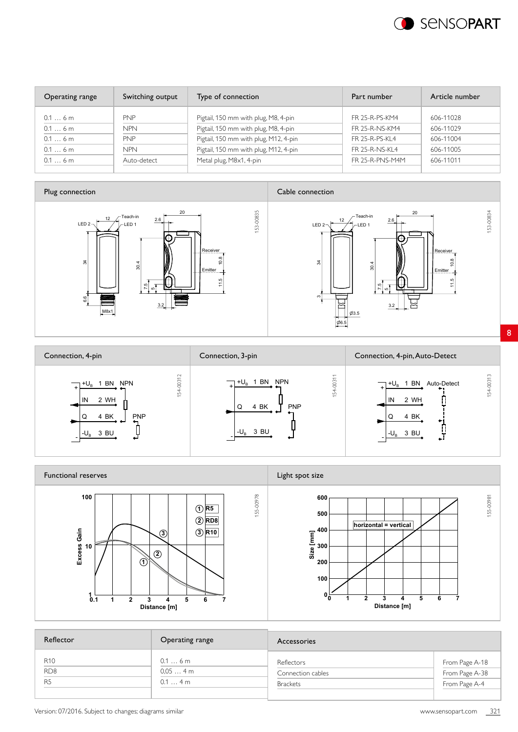| Operating range | Switching output | Type of connection | Part number | Article number |
|---|---|---|---|---|
| 0.1 … 6 m | PNP | Pigtail, 150 mm with plug, M8, 4-pin | FR 25-R-PS-KM4 | 606-11028 |
| 0.1 … 6 m | NPN | Pigtail, 150 mm with plug, M8, 4-pin | FR 25-R-NS-KM4 | 606-11029 |
| 0.1 … 6 m | PNP | Pigtail, 150 mm with plug, M12, 4-pin | FR 25-R-PS-KL4 | 606-11004 |
| 0.1 … 6 m | NPN | Pigtail, 150 mm with plug, M12, 4-pin | FR 25-R-NS-KL4 | 606-11005 |
| 0.1 … 6 m | Auto-detect | Metal plug, M8x1, 4-pin | FR 25-R-PNS-M4M | 606-11011 |

## Plug connection

153-00835

LED 2, 12, Teach-in, LED 1, 20, 2.6, Receiver, 10.8, Emitter, 11.5, 34, 30.4, 7.5, 5, 3.2, 6.6, M8x1

## Cable connection

153-00834

LED 2, 12, Teach-in, LED 1, 20, 2.6, Receiver, 10.8, Emitter, 11.5, 34, 30.4, 7.5, 5, 3.2, 3, Ø3.5, Ø6.5

## Connection, 4-pin

154-00312

+ $+U_B$ 1 BN NPN
IN 2 WH
Q 4 BK PNP
- $-U_B$ 3 BU

## Connection, 3-pin

154-00311

+ $+U_B$ 1 BN NPN
Q 4 BK PNP
- $-U_B$ 3 BU

## Connection, 4-pin, Auto-Detect

154-00313

+ $+U_B$ 1 BN Auto-Detect
IN 2 WH
Q 4 BK
- $-U_B$ 3 BU

## Functional reserves

155-00978

Excess Gain
100
10
1
0.1 1 2 3 4 5 6 7
Distance [m]
① R5
② RD8
③ R10

## Light spot size

155-00981

Size [mm]
600
500
400
300
200
100
0
0 1 2 3 4 5 6 7
Distance [m]
horizontal = vertical

| Reflector | Operating range |
|---|---|
| R10 | 0.1 … 6 m |
| RD8 | 0,05 … 4 m |
| R5 | 0.1 … 4 m |

| Accessories | |
|---|---|
| Reflectors | From Page A-18 |
| Connection cables | From Page A-38 |
| Brackets | From Page A-4 |

Version: 07/2016. Subject to changes; diagrams similar